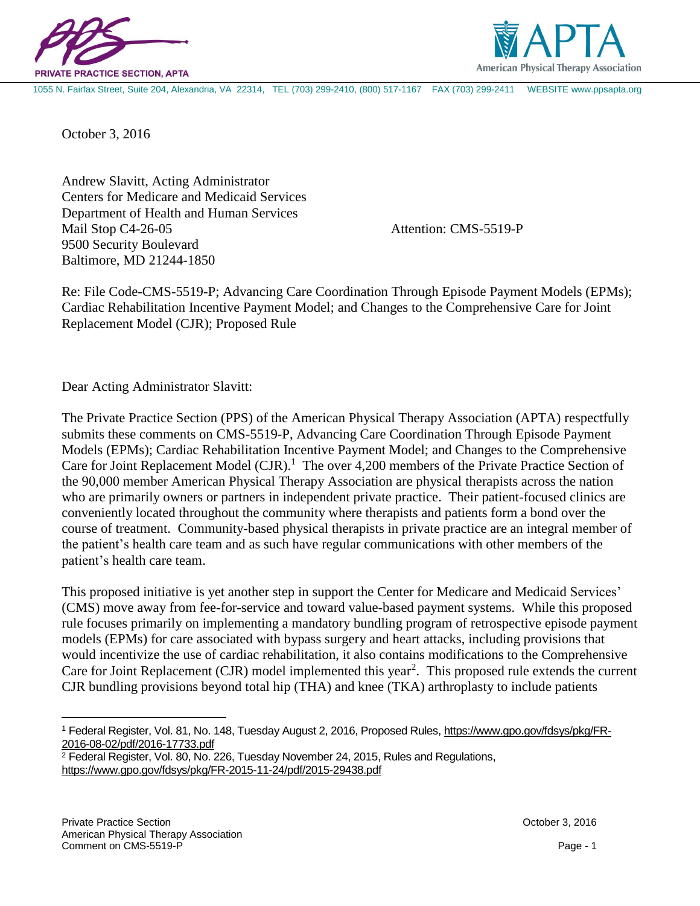PRIVATE PRACTICE SECTION, APTA

American Physical Therapy Association

1055 N. Fairfax Street, Suite 204, Alexandria, VA 22314, TEL (703) 299-2410, (800) 517-1167 FAX (703) 299-2411 WEBSITE www.ppsapta.org

October 3, 2016

Andrew Slavitt, Acting Administrator
Centers for Medicare and Medicaid Services
Department of Health and Human Services
Mail Stop C4-26-05
9500 Security Boulevard
Baltimore, MD 21244-1850

Attention: CMS-5519-P

Re: File Code-CMS-5519-P; Advancing Care Coordination Through Episode Payment Models (EPMs); Cardiac Rehabilitation Incentive Payment Model; and Changes to the Comprehensive Care for Joint Replacement Model (CJR); Proposed Rule

Dear Acting Administrator Slavitt:

The Private Practice Section (PPS) of the American Physical Therapy Association (APTA) respectfully submits these comments on CMS-5519-P, Advancing Care Coordination Through Episode Payment Models (EPMs); Cardiac Rehabilitation Incentive Payment Model; and Changes to the Comprehensive Care for Joint Replacement Model (CJR).[1] The over 4,200 members of the Private Practice Section of the 90,000 member American Physical Therapy Association are physical therapists across the nation who are primarily owners or partners in independent private practice. Their patient-focused clinics are conveniently located throughout the community where therapists and patients form a bond over the course of treatment. Community-based physical therapists in private practice are an integral member of the patient's health care team and as such have regular communications with other members of the patient's health care team.

This proposed initiative is yet another step in support the Center for Medicare and Medicaid Services' (CMS) move away from fee-for-service and toward value-based payment systems. While this proposed rule focuses primarily on implementing a mandatory bundling program of retrospective episode payment models (EPMs) for care associated with bypass surgery and heart attacks, including provisions that would incentivize the use of cardiac rehabilitation, it also contains modifications to the Comprehensive Care for Joint Replacement (CJR) model implemented this year[2]. This proposed rule extends the current CJR bundling provisions beyond total hip (THA) and knee (TKA) arthroplasty to include patients

[1] Federal Register, Vol. 81, No. 148, Tuesday August 2, 2016, Proposed Rules, https://www.gpo.gov/fdsys/pkg/FR-2016-08-02/pdf/2016-17733.pdf

[2] Federal Register, Vol. 80, No. 226, Tuesday November 24, 2015, Rules and Regulations, https://www.gpo.gov/fdsys/pkg/FR-2015-11-24/pdf/2015-29438.pdf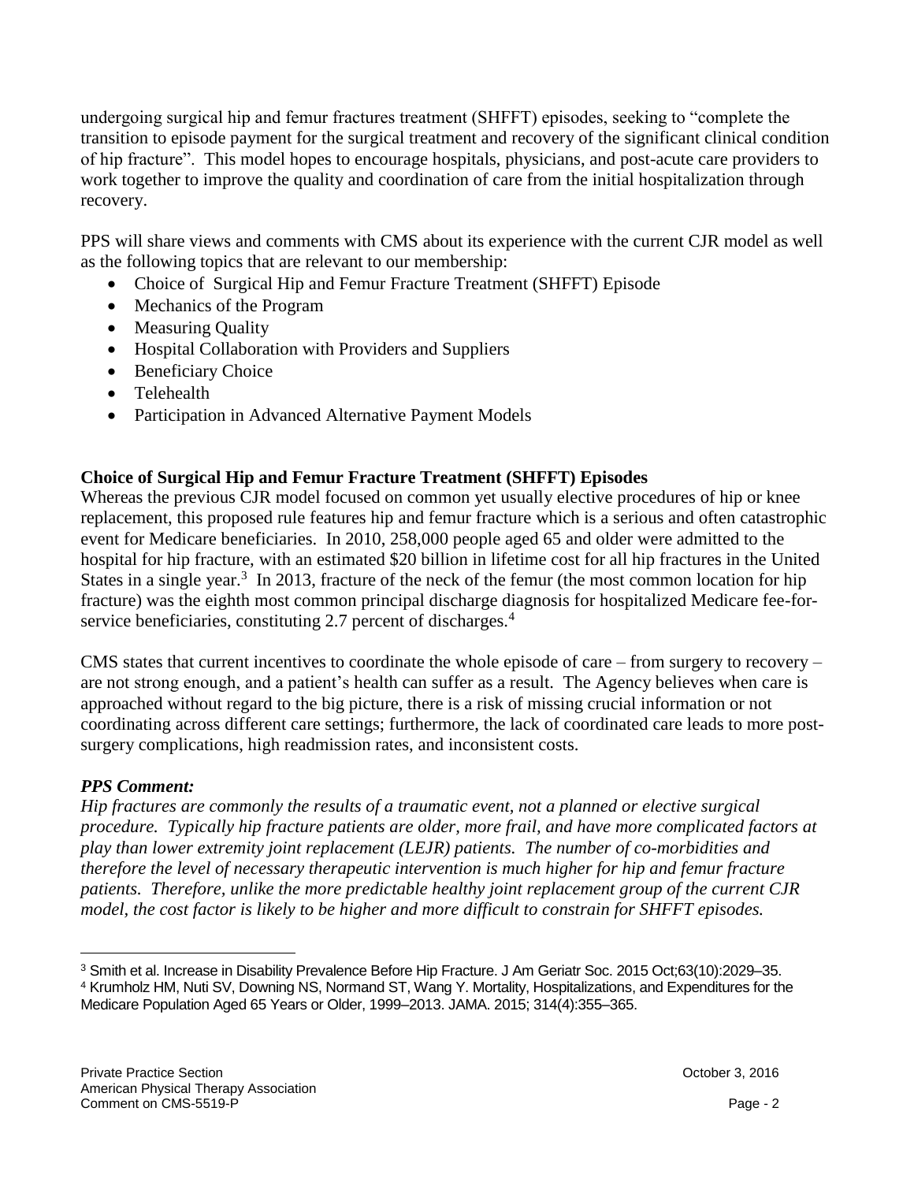undergoing surgical hip and femur fractures treatment (SHFFT) episodes, seeking to "complete the transition to episode payment for the surgical treatment and recovery of the significant clinical condition of hip fracture". This model hopes to encourage hospitals, physicians, and post-acute care providers to work together to improve the quality and coordination of care from the initial hospitalization through recovery.

PPS will share views and comments with CMS about its experience with the current CJR model as well as the following topics that are relevant to our membership:

- Choice of Surgical Hip and Femur Fracture Treatment (SHFFT) Episode
- Mechanics of the Program
- Measuring Quality
- Hospital Collaboration with Providers and Suppliers
- Beneficiary Choice
- Telehealth
- Participation in Advanced Alternative Payment Models

**Choice of Surgical Hip and Femur Fracture Treatment (SHFFT) Episodes**

Whereas the previous CJR model focused on common yet usually elective procedures of hip or knee replacement, this proposed rule features hip and femur fracture which is a serious and often catastrophic event for Medicare beneficiaries. In 2010, 258,000 people aged 65 and older were admitted to the hospital for hip fracture, with an estimated $20 billion in lifetime cost for all hip fractures in the United States in a single year.[3] In 2013, fracture of the neck of the femur (the most common location for hip fracture) was the eighth most common principal discharge diagnosis for hospitalized Medicare fee-for-service beneficiaries, constituting 2.7 percent of discharges.[4]

CMS states that current incentives to coordinate the whole episode of care – from surgery to recovery – are not strong enough, and a patient's health can suffer as a result. The Agency believes when care is approached without regard to the big picture, there is a risk of missing crucial information or not coordinating across different care settings; furthermore, the lack of coordinated care leads to more post-surgery complications, high readmission rates, and inconsistent costs.

***PPS Comment:***

*Hip fractures are commonly the results of a traumatic event, not a planned or elective surgical procedure. Typically hip fracture patients are older, more frail, and have more complicated factors at play than lower extremity joint replacement (LEJR) patients. The number of co-morbidities and therefore the level of necessary therapeutic intervention is much higher for hip and femur fracture patients. Therefore, unlike the more predictable healthy joint replacement group of the current CJR model, the cost factor is likely to be higher and more difficult to constrain for SHFFT episodes.*

[3] Smith et al. Increase in Disability Prevalence Before Hip Fracture. J Am Geriatr Soc. 2015 Oct;63(10):2029–35.

[4] Krumholz HM, Nuti SV, Downing NS, Normand ST, Wang Y. Mortality, Hospitalizations, and Expenditures for the Medicare Population Aged 65 Years or Older, 1999–2013. JAMA. 2015; 314(4):355–365.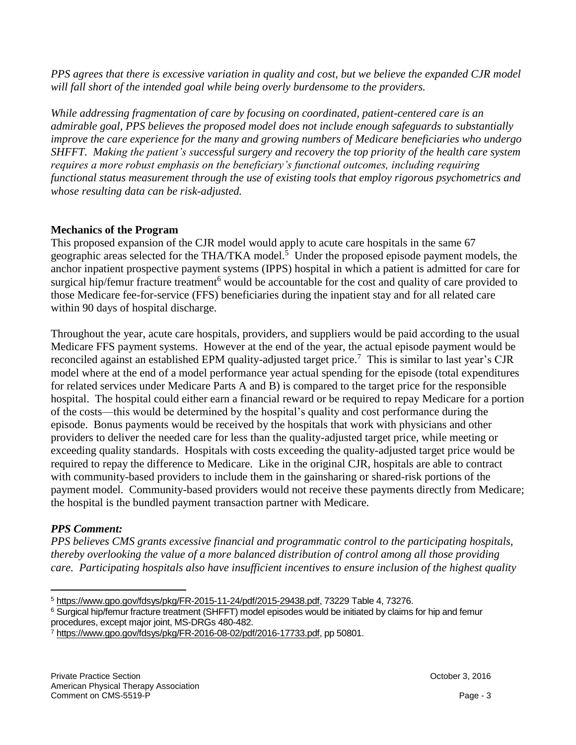*PPS agrees that there is excessive variation in quality and cost, but we believe the expanded CJR model will fall short of the intended goal while being overly burdensome to the providers.*

*While addressing fragmentation of care by focusing on coordinated, patient-centered care is an admirable goal, PPS believes the proposed model does not include enough safeguards to substantially improve the care experience for the many and growing numbers of Medicare beneficiaries who undergo SHFFT. Making the patient's successful surgery and recovery the top priority of the health care system requires a more robust emphasis on the beneficiary's functional outcomes, including requiring functional status measurement through the use of existing tools that employ rigorous psychometrics and whose resulting data can be risk-adjusted.*

**Mechanics of the Program**

This proposed expansion of the CJR model would apply to acute care hospitals in the same 67 geographic areas selected for the THA/TKA model.[5] Under the proposed episode payment models, the anchor inpatient prospective payment systems (IPPS) hospital in which a patient is admitted for care for surgical hip/femur fracture treatment[6] would be accountable for the cost and quality of care provided to those Medicare fee-for-service (FFS) beneficiaries during the inpatient stay and for all related care within 90 days of hospital discharge.

Throughout the year, acute care hospitals, providers, and suppliers would be paid according to the usual Medicare FFS payment systems. However at the end of the year, the actual episode payment would be reconciled against an established EPM quality-adjusted target price.[7] This is similar to last year's CJR model where at the end of a model performance year actual spending for the episode (total expenditures for related services under Medicare Parts A and B) is compared to the target price for the responsible hospital. The hospital could either earn a financial reward or be required to repay Medicare for a portion of the costs—this would be determined by the hospital's quality and cost performance during the episode. Bonus payments would be received by the hospitals that work with physicians and other providers to deliver the needed care for less than the quality-adjusted target price, while meeting or exceeding quality standards. Hospitals with costs exceeding the quality-adjusted target price would be required to repay the difference to Medicare. Like in the original CJR, hospitals are able to contract with community-based providers to include them in the gainsharing or shared-risk portions of the payment model. Community-based providers would not receive these payments directly from Medicare; the hospital is the bundled payment transaction partner with Medicare.

***PPS Comment:***

*PPS believes CMS grants excessive financial and programmatic control to the participating hospitals, thereby overlooking the value of a more balanced distribution of control among all those providing care. Participating hospitals also have insufficient incentives to ensure inclusion of the highest quality*

---

[5] https://www.gpo.gov/fdsys/pkg/FR-2015-11-24/pdf/2015-29438.pdf, 73229 Table 4, 73276.

[6] Surgical hip/femur fracture treatment (SHFFT) model episodes would be initiated by claims for hip and femur procedures, except major joint, MS-DRGs 480-482.

[7] https://www.gpo.gov/fdsys/pkg/FR-2016-08-02/pdf/2016-17733.pdf, pp 50801.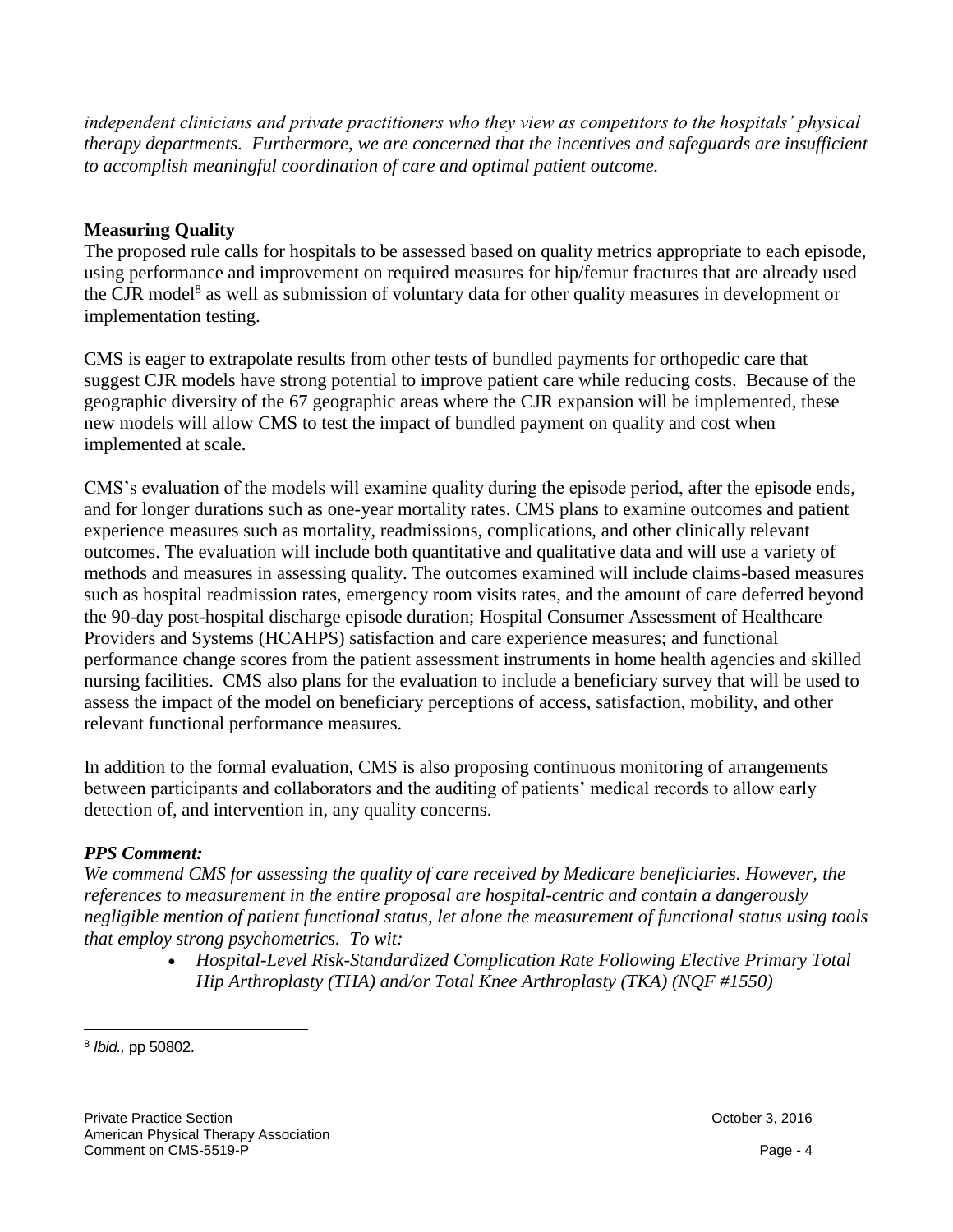*independent clinicians and private practitioners who they view as competitors to the hospitals' physical therapy departments. Furthermore, we are concerned that the incentives and safeguards are insufficient to accomplish meaningful coordination of care and optimal patient outcome.*

**Measuring Quality**

The proposed rule calls for hospitals to be assessed based on quality metrics appropriate to each episode, using performance and improvement on required measures for hip/femur fractures that are already used the CJR model[8] as well as submission of voluntary data for other quality measures in development or implementation testing.

CMS is eager to extrapolate results from other tests of bundled payments for orthopedic care that suggest CJR models have strong potential to improve patient care while reducing costs. Because of the geographic diversity of the 67 geographic areas where the CJR expansion will be implemented, these new models will allow CMS to test the impact of bundled payment on quality and cost when implemented at scale.

CMS's evaluation of the models will examine quality during the episode period, after the episode ends, and for longer durations such as one-year mortality rates. CMS plans to examine outcomes and patient experience measures such as mortality, readmissions, complications, and other clinically relevant outcomes. The evaluation will include both quantitative and qualitative data and will use a variety of methods and measures in assessing quality. The outcomes examined will include claims-based measures such as hospital readmission rates, emergency room visits rates, and the amount of care deferred beyond the 90-day post-hospital discharge episode duration; Hospital Consumer Assessment of Healthcare Providers and Systems (HCAHPS) satisfaction and care experience measures; and functional performance change scores from the patient assessment instruments in home health agencies and skilled nursing facilities. CMS also plans for the evaluation to include a beneficiary survey that will be used to assess the impact of the model on beneficiary perceptions of access, satisfaction, mobility, and other relevant functional performance measures.

In addition to the formal evaluation, CMS is also proposing continuous monitoring of arrangements between participants and collaborators and the auditing of patients' medical records to allow early detection of, and intervention in, any quality concerns.

***PPS Comment:***

*We commend CMS for assessing the quality of care received by Medicare beneficiaries. However, the references to measurement in the entire proposal are hospital-centric and contain a dangerously negligible mention of patient functional status, let alone the measurement of functional status using tools that employ strong psychometrics. To wit:*

- *Hospital-Level Risk-Standardized Complication Rate Following Elective Primary Total Hip Arthroplasty (THA) and/or Total Knee Arthroplasty (TKA) (NQF #1550)*

[8] *Ibid.,* pp 50802.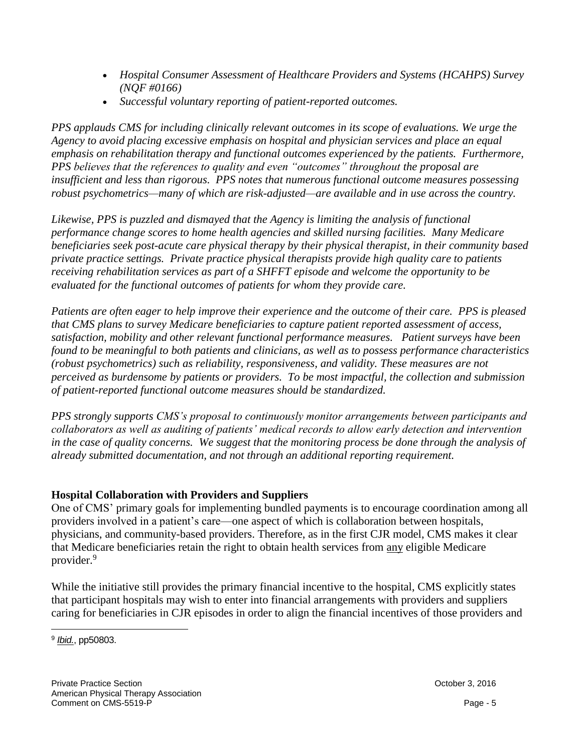- *Hospital Consumer Assessment of Healthcare Providers and Systems (HCAHPS) Survey (NQF #0166)*
- *Successful voluntary reporting of patient-reported outcomes.*

*PPS applauds CMS for including clinically relevant outcomes in its scope of evaluations. We urge the Agency to avoid placing excessive emphasis on hospital and physician services and place an equal emphasis on rehabilitation therapy and functional outcomes experienced by the patients. Furthermore, PPS believes that the references to quality and even "outcomes" throughout the proposal are insufficient and less than rigorous. PPS notes that numerous functional outcome measures possessing robust psychometrics—many of which are risk-adjusted—are available and in use across the country.*

*Likewise, PPS is puzzled and dismayed that the Agency is limiting the analysis of functional performance change scores to home health agencies and skilled nursing facilities. Many Medicare beneficiaries seek post-acute care physical therapy by their physical therapist, in their community based private practice settings. Private practice physical therapists provide high quality care to patients receiving rehabilitation services as part of a SHFFT episode and welcome the opportunity to be evaluated for the functional outcomes of patients for whom they provide care.*

*Patients are often eager to help improve their experience and the outcome of their care. PPS is pleased that CMS plans to survey Medicare beneficiaries to capture patient reported assessment of access, satisfaction, mobility and other relevant functional performance measures. Patient surveys have been found to be meaningful to both patients and clinicians, as well as to possess performance characteristics (robust psychometrics) such as reliability, responsiveness, and validity. These measures are not perceived as burdensome by patients or providers. To be most impactful, the collection and submission of patient-reported functional outcome measures should be standardized.*

*PPS strongly supports CMS's proposal to continuously monitor arrangements between participants and collaborators as well as auditing of patients' medical records to allow early detection and intervention in the case of quality concerns. We suggest that the monitoring process be done through the analysis of already submitted documentation, and not through an additional reporting requirement.*

**Hospital Collaboration with Providers and Suppliers**

One of CMS' primary goals for implementing bundled payments is to encourage coordination among all providers involved in a patient's care—one aspect of which is collaboration between hospitals, physicians, and community-based providers. Therefore, as in the first CJR model, CMS makes it clear that Medicare beneficiaries retain the right to obtain health services from any eligible Medicare provider.[9]

While the initiative still provides the primary financial incentive to the hospital, CMS explicitly states that participant hospitals may wish to enter into financial arrangements with providers and suppliers caring for beneficiaries in CJR episodes in order to align the financial incentives of those providers and

[9] *Ibid.*, pp50803.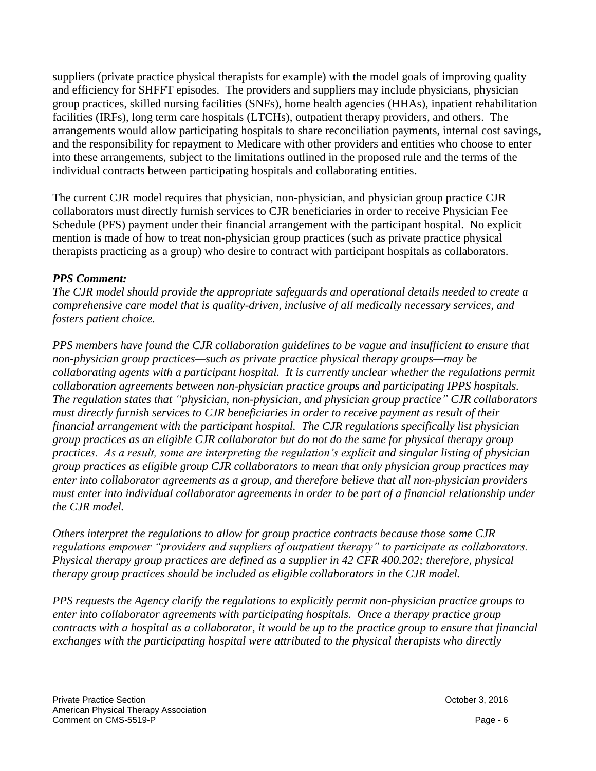suppliers (private practice physical therapists for example) with the model goals of improving quality and efficiency for SHFFT episodes. The providers and suppliers may include physicians, physician group practices, skilled nursing facilities (SNFs), home health agencies (HHAs), inpatient rehabilitation facilities (IRFs), long term care hospitals (LTCHs), outpatient therapy providers, and others. The arrangements would allow participating hospitals to share reconciliation payments, internal cost savings, and the responsibility for repayment to Medicare with other providers and entities who choose to enter into these arrangements, subject to the limitations outlined in the proposed rule and the terms of the individual contracts between participating hospitals and collaborating entities.

The current CJR model requires that physician, non-physician, and physician group practice CJR collaborators must directly furnish services to CJR beneficiaries in order to receive Physician Fee Schedule (PFS) payment under their financial arrangement with the participant hospital. No explicit mention is made of how to treat non-physician group practices (such as private practice physical therapists practicing as a group) who desire to contract with participant hospitals as collaborators.

***PPS Comment:***

*The CJR model should provide the appropriate safeguards and operational details needed to create a comprehensive care model that is quality-driven, inclusive of all medically necessary services, and fosters patient choice.*

*PPS members have found the CJR collaboration guidelines to be vague and insufficient to ensure that non-physician group practices—such as private practice physical therapy groups—may be collaborating agents with a participant hospital. It is currently unclear whether the regulations permit collaboration agreements between non-physician practice groups and participating IPPS hospitals. The regulation states that "physician, non-physician, and physician group practice" CJR collaborators must directly furnish services to CJR beneficiaries in order to receive payment as result of their financial arrangement with the participant hospital. The CJR regulations specifically list physician group practices as an eligible CJR collaborator but do not do the same for physical therapy group practices. As a result, some are interpreting the regulation's explicit and singular listing of physician group practices as eligible group CJR collaborators to mean that only physician group practices may enter into collaborator agreements as a group, and therefore believe that all non-physician providers must enter into individual collaborator agreements in order to be part of a financial relationship under the CJR model.*

*Others interpret the regulations to allow for group practice contracts because those same CJR regulations empower "providers and suppliers of outpatient therapy" to participate as collaborators. Physical therapy group practices are defined as a supplier in 42 CFR 400.202; therefore, physical therapy group practices should be included as eligible collaborators in the CJR model.*

*PPS requests the Agency clarify the regulations to explicitly permit non-physician practice groups to enter into collaborator agreements with participating hospitals. Once a therapy practice group contracts with a hospital as a collaborator, it would be up to the practice group to ensure that financial exchanges with the participating hospital were attributed to the physical therapists who directly*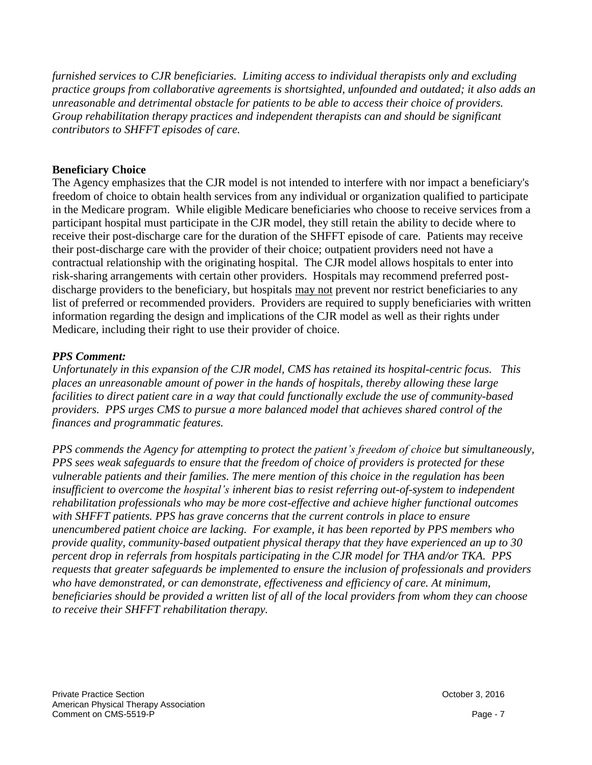*furnished services to CJR beneficiaries. Limiting access to individual therapists only and excluding practice groups from collaborative agreements is shortsighted, unfounded and outdated; it also adds an unreasonable and detrimental obstacle for patients to be able to access their choice of providers. Group rehabilitation therapy practices and independent therapists can and should be significant contributors to SHFFT episodes of care.*

**Beneficiary Choice**

The Agency emphasizes that the CJR model is not intended to interfere with nor impact a beneficiary's freedom of choice to obtain health services from any individual or organization qualified to participate in the Medicare program. While eligible Medicare beneficiaries who choose to receive services from a participant hospital must participate in the CJR model, they still retain the ability to decide where to receive their post-discharge care for the duration of the SHFFT episode of care. Patients may receive their post-discharge care with the provider of their choice; outpatient providers need not have a contractual relationship with the originating hospital. The CJR model allows hospitals to enter into risk-sharing arrangements with certain other providers. Hospitals may recommend preferred post-discharge providers to the beneficiary, but hospitals <u>may not</u> prevent nor restrict beneficiaries to any list of preferred or recommended providers. Providers are required to supply beneficiaries with written information regarding the design and implications of the CJR model as well as their rights under Medicare, including their right to use their provider of choice.

***PPS Comment:***

*Unfortunately in this expansion of the CJR model, CMS has retained its hospital-centric focus. This places an unreasonable amount of power in the hands of hospitals, thereby allowing these large facilities to direct patient care in a way that could functionally exclude the use of community-based providers. PPS urges CMS to pursue a more balanced model that achieves shared control of the finances and programmatic features.*

*PPS commends the Agency for attempting to protect the patient's freedom of choice but simultaneously, PPS sees weak safeguards to ensure that the freedom of choice of providers is protected for these vulnerable patients and their families. The mere mention of this choice in the regulation has been insufficient to overcome the hospital's inherent bias to resist referring out-of-system to independent rehabilitation professionals who may be more cost-effective and achieve higher functional outcomes with SHFFT patients. PPS has grave concerns that the current controls in place to ensure unencumbered patient choice are lacking. For example, it has been reported by PPS members who provide quality, community-based outpatient physical therapy that they have experienced an up to 30 percent drop in referrals from hospitals participating in the CJR model for THA and/or TKA. PPS requests that greater safeguards be implemented to ensure the inclusion of professionals and providers who have demonstrated, or can demonstrate, effectiveness and efficiency of care. At minimum, beneficiaries should be provided a written list of all of the local providers from whom they can choose to receive their SHFFT rehabilitation therapy.*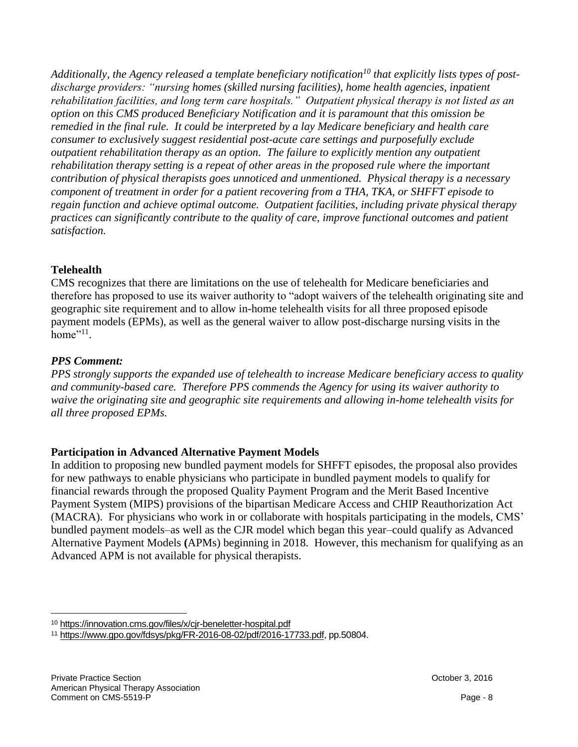*Additionally, the Agency released a template beneficiary notification[10] that explicitly lists types of post-discharge providers: "nursing homes (skilled nursing facilities), home health agencies, inpatient rehabilitation facilities, and long term care hospitals." Outpatient physical therapy is not listed as an option on this CMS produced Beneficiary Notification and it is paramount that this omission be remedied in the final rule. It could be interpreted by a lay Medicare beneficiary and health care consumer to exclusively suggest residential post-acute care settings and purposefully exclude outpatient rehabilitation therapy as an option. The failure to explicitly mention any outpatient rehabilitation therapy setting is a repeat of other areas in the proposed rule where the important contribution of physical therapists goes unnoticed and unmentioned. Physical therapy is a necessary component of treatment in order for a patient recovering from a THA, TKA, or SHFFT episode to regain function and achieve optimal outcome. Outpatient facilities, including private physical therapy practices can significantly contribute to the quality of care, improve functional outcomes and patient satisfaction.*

**Telehealth**

CMS recognizes that there are limitations on the use of telehealth for Medicare beneficiaries and therefore has proposed to use its waiver authority to "adopt waivers of the telehealth originating site and geographic site requirement and to allow in-home telehealth visits for all three proposed episode payment models (EPMs), as well as the general waiver to allow post-discharge nursing visits in the home"[11].

***PPS Comment:***

*PPS strongly supports the expanded use of telehealth to increase Medicare beneficiary access to quality and community-based care. Therefore PPS commends the Agency for using its waiver authority to waive the originating site and geographic site requirements and allowing in-home telehealth visits for all three proposed EPMs.*

**Participation in Advanced Alternative Payment Models**

In addition to proposing new bundled payment models for SHFFT episodes, the proposal also provides for new pathways to enable physicians who participate in bundled payment models to qualify for financial rewards through the proposed Quality Payment Program and the Merit Based Incentive Payment System (MIPS) provisions of the bipartisan Medicare Access and CHIP Reauthorization Act (MACRA). For physicians who work in or collaborate with hospitals participating in the models, CMS' bundled payment models–as well as the CJR model which began this year–could qualify as Advanced Alternative Payment Models (APMs) beginning in 2018. However, this mechanism for qualifying as an Advanced APM is not available for physical therapists.

---

[10] https://innovation.cms.gov/files/x/cjr-beneletter-hospital.pdf

[11] https://www.gpo.gov/fdsys/pkg/FR-2016-08-02/pdf/2016-17733.pdf, pp.50804.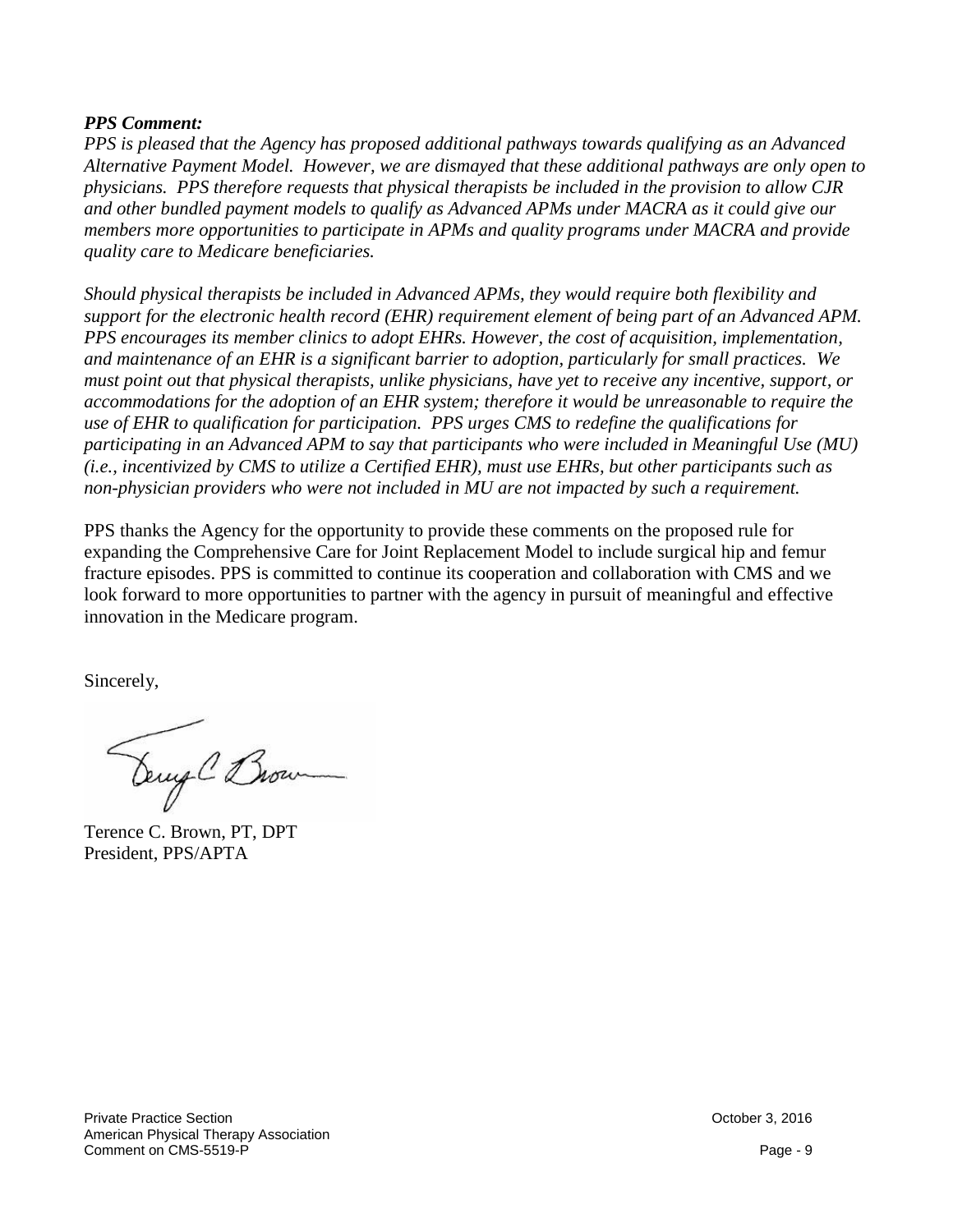***PPS Comment:***

*PPS is pleased that the Agency has proposed additional pathways towards qualifying as an Advanced Alternative Payment Model. However, we are dismayed that these additional pathways are only open to physicians. PPS therefore requests that physical therapists be included in the provision to allow CJR and other bundled payment models to qualify as Advanced APMs under MACRA as it could give our members more opportunities to participate in APMs and quality programs under MACRA and provide quality care to Medicare beneficiaries.*

*Should physical therapists be included in Advanced APMs, they would require both flexibility and support for the electronic health record (EHR) requirement element of being part of an Advanced APM. PPS encourages its member clinics to adopt EHRs. However, the cost of acquisition, implementation, and maintenance of an EHR is a significant barrier to adoption, particularly for small practices. We must point out that physical therapists, unlike physicians, have yet to receive any incentive, support, or accommodations for the adoption of an EHR system; therefore it would be unreasonable to require the use of EHR to qualification for participation. PPS urges CMS to redefine the qualifications for participating in an Advanced APM to say that participants who were included in Meaningful Use (MU) (i.e., incentivized by CMS to utilize a Certified EHR), must use EHRs, but other participants such as non-physician providers who were not included in MU are not impacted by such a requirement.*

PPS thanks the Agency for the opportunity to provide these comments on the proposed rule for expanding the Comprehensive Care for Joint Replacement Model to include surgical hip and femur fracture episodes. PPS is committed to continue its cooperation and collaboration with CMS and we look forward to more opportunities to partner with the agency in pursuit of meaningful and effective innovation in the Medicare program.

Sincerely,

Terence C. Brown, PT, DPT
President, PPS/APTA